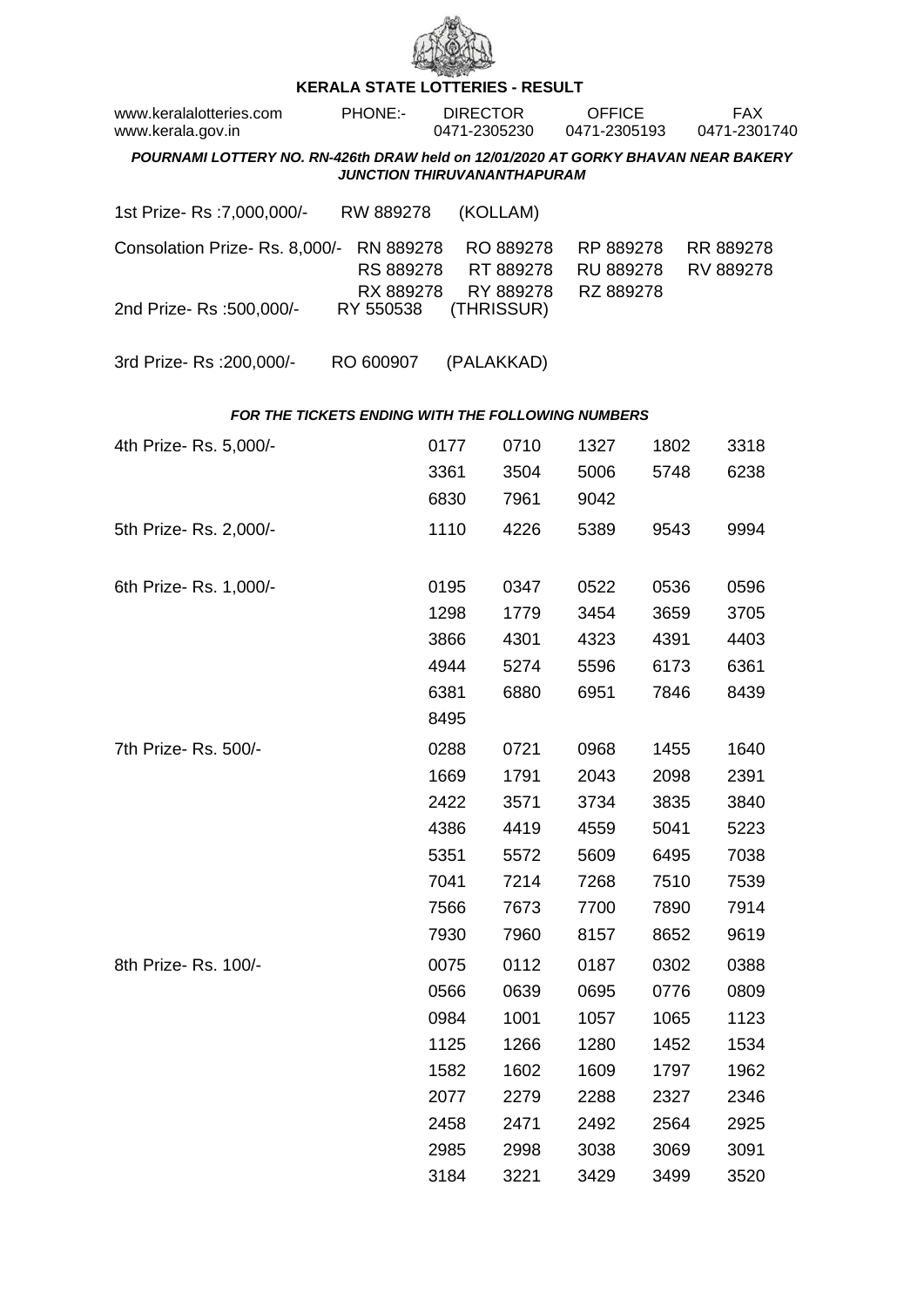# KERALA STATE LOTTERIES - RESULT

www.keralalotteries.com PHONE:- DIRECTOR 0471-2305230 OFFICE 0471-2305193 FAX 0471-2301740
www.kerala.gov.in

***POURNAMI LOTTERY NO. RN-426th DRAW held on 12/01/2020 AT GORKY BHAVAN NEAR BAKERY JUNCTION THIRUVANANTHAPURAM***

1st Prize- Rs :7,000,000/- RW 889278 (KOLLAM)

Consolation Prize- Rs. 8,000/- RN 889278 RO 889278 RP 889278 RR 889278 RS 889278 RT 889278 RU 889278 RV 889278 RX 889278 RY 889278 RZ 889278

2nd Prize- Rs :500,000/- RY 550538 (THRISSUR)

3rd Prize- Rs :200,000/- RO 600907 (PALAKKAD)

***FOR THE TICKETS ENDING WITH THE FOLLOWING NUMBERS***

4th Prize- Rs. 5,000/-

0177 0710 1327 1802 3318
3361 3504 5006 5748 6238
6830 7961 9042

5th Prize- Rs. 2,000/-

1110 4226 5389 9543 9994

6th Prize- Rs. 1,000/-

0195 0347 0522 0536 0596
1298 1779 3454 3659 3705
3866 4301 4323 4391 4403
4944 5274 5596 6173 6361
6381 6880 6951 7846 8439
8495

7th Prize- Rs. 500/-

0288 0721 0968 1455 1640
1669 1791 2043 2098 2391
2422 3571 3734 3835 3840
4386 4419 4559 5041 5223
5351 5572 5609 6495 7038
7041 7214 7268 7510 7539
7566 7673 7700 7890 7914
7930 7960 8157 8652 9619

8th Prize- Rs. 100/-

0075 0112 0187 0302 0388
0566 0639 0695 0776 0809
0984 1001 1057 1065 1123
1125 1266 1280 1452 1534
1582 1602 1609 1797 1962
2077 2279 2288 2327 2346
2458 2471 2492 2564 2925
2985 2998 3038 3069 3091
3184 3221 3429 3499 3520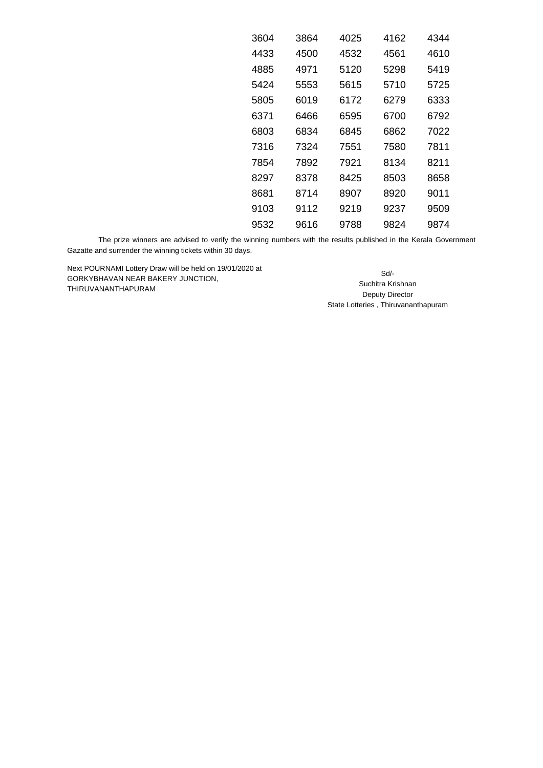| | | | | |
|---|---|---|---|---|
| 3604 | 3864 | 4025 | 4162 | 4344 |
| 4433 | 4500 | 4532 | 4561 | 4610 |
| 4885 | 4971 | 5120 | 5298 | 5419 |
| 5424 | 5553 | 5615 | 5710 | 5725 |
| 5805 | 6019 | 6172 | 6279 | 6333 |
| 6371 | 6466 | 6595 | 6700 | 6792 |
| 6803 | 6834 | 6845 | 6862 | 7022 |
| 7316 | 7324 | 7551 | 7580 | 7811 |
| 7854 | 7892 | 7921 | 8134 | 8211 |
| 8297 | 8378 | 8425 | 8503 | 8658 |
| 8681 | 8714 | 8907 | 8920 | 9011 |
| 9103 | 9112 | 9219 | 9237 | 9509 |
| 9532 | 9616 | 9788 | 9824 | 9874 |

The prize winners are advised to verify the winning numbers with the results published in the Kerala Government Gazatte and surrender the winning tickets within 30 days.

Next POURNAMI Lottery Draw will be held on 19/01/2020 at GORKYBHAVAN NEAR BAKERY JUNCTION, THIRUVANANTHAPURAM

Sd/-
Suchitra Krishnan
Deputy Director
State Lotteries , Thiruvananthapuram